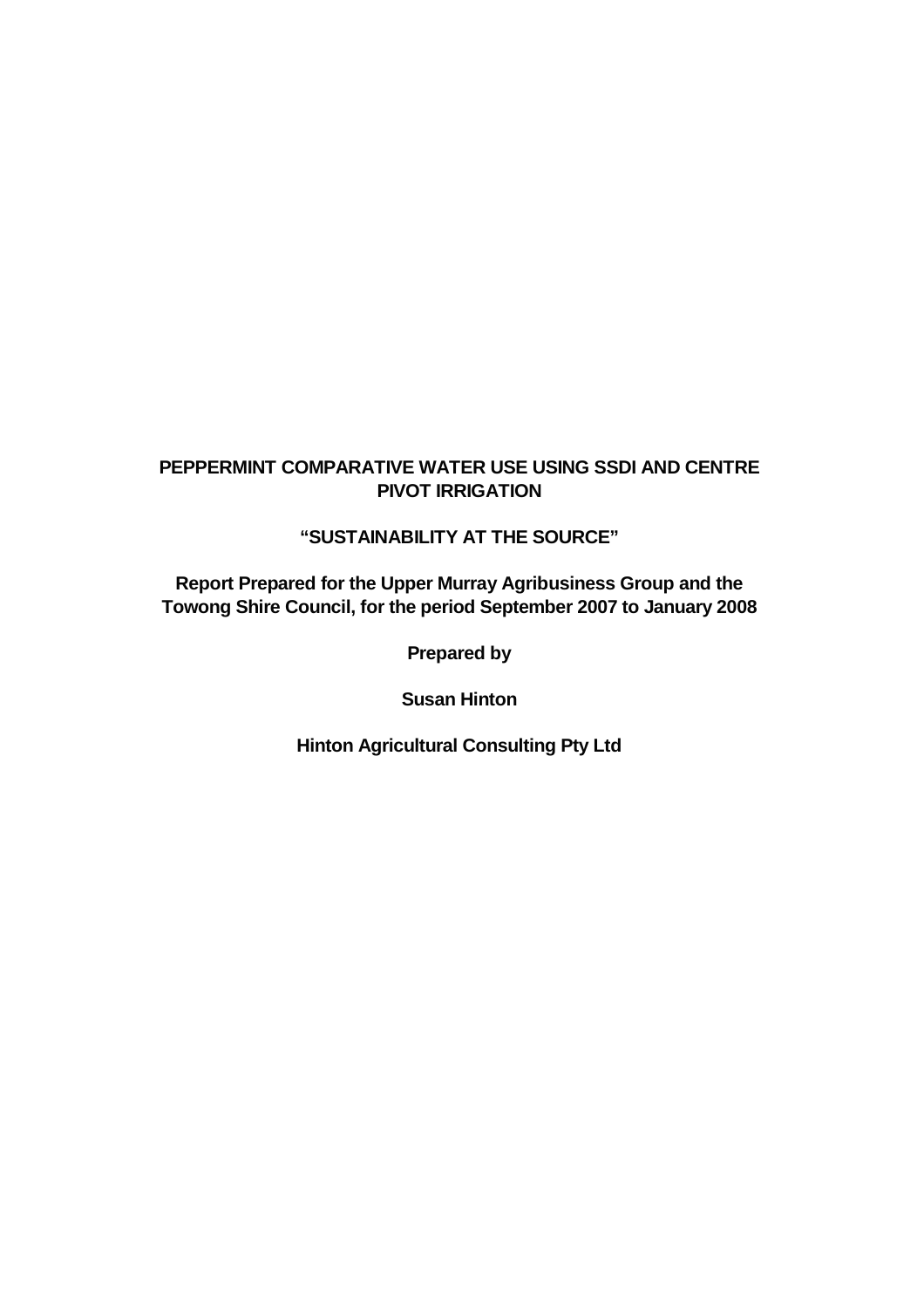# PEPPERMINT COMPARATIVE WATER USE USING SSDI AND CENTRE PIVOT IRRIGATION

**“SUSTAINABILITY AT THE SOURCE”**

**Report Prepared for the Upper Murray Agribusiness Group and the Towong Shire Council, for the period September 2007 to January 2008**

**Prepared by**

**Susan Hinton**

**Hinton Agricultural Consulting Pty Ltd**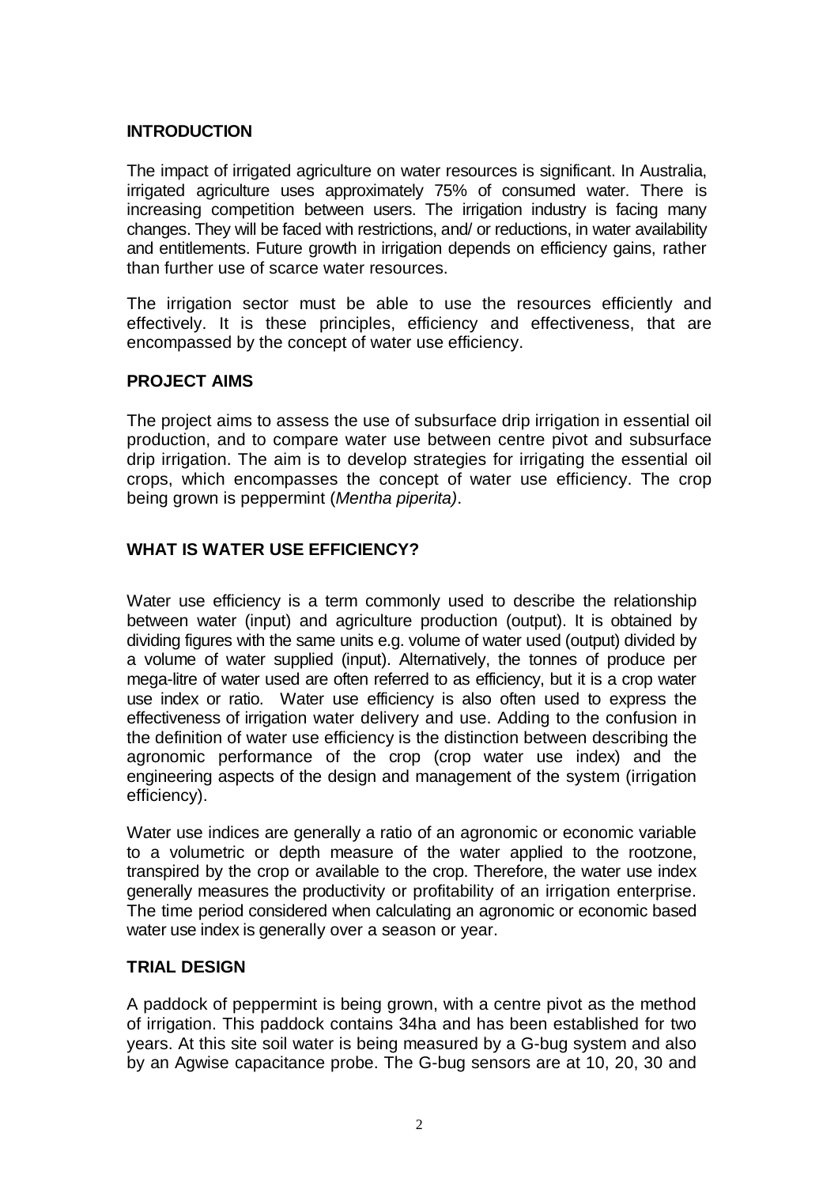## INTRODUCTION

The impact of irrigated agriculture on water resources is significant. In Australia, irrigated agriculture uses approximately 75% of consumed water. There is increasing competition between users. The irrigation industry is facing many changes. They will be faced with restrictions, and/ or reductions, in water availability and entitlements. Future growth in irrigation depends on efficiency gains, rather than further use of scarce water resources.

The irrigation sector must be able to use the resources efficiently and effectively. It is these principles, efficiency and effectiveness, that are encompassed by the concept of water use efficiency.

## PROJECT AIMS

The project aims to assess the use of subsurface drip irrigation in essential oil production, and to compare water use between centre pivot and subsurface drip irrigation. The aim is to develop strategies for irrigating the essential oil crops, which encompasses the concept of water use efficiency. The crop being grown is peppermint (*Mentha piperita)*.

## WHAT IS WATER USE EFFICIENCY?

Water use efficiency is a term commonly used to describe the relationship between water (input) and agriculture production (output). It is obtained by dividing figures with the same units e.g. volume of water used (output) divided by a volume of water supplied (input). Alternatively, the tonnes of produce per mega-litre of water used are often referred to as efficiency, but it is a crop water use index or ratio. Water use efficiency is also often used to express the effectiveness of irrigation water delivery and use. Adding to the confusion in the definition of water use efficiency is the distinction between describing the agronomic performance of the crop (crop water use index) and the engineering aspects of the design and management of the system (irrigation efficiency).

Water use indices are generally a ratio of an agronomic or economic variable to a volumetric or depth measure of the water applied to the rootzone, transpired by the crop or available to the crop. Therefore, the water use index generally measures the productivity or profitability of an irrigation enterprise. The time period considered when calculating an agronomic or economic based water use index is generally over a season or year.

## TRIAL DESIGN

A paddock of peppermint is being grown, with a centre pivot as the method of irrigation. This paddock contains 34ha and has been established for two years. At this site soil water is being measured by a G-bug system and also by an Agwise capacitance probe. The G-bug sensors are at 10, 20, 30 and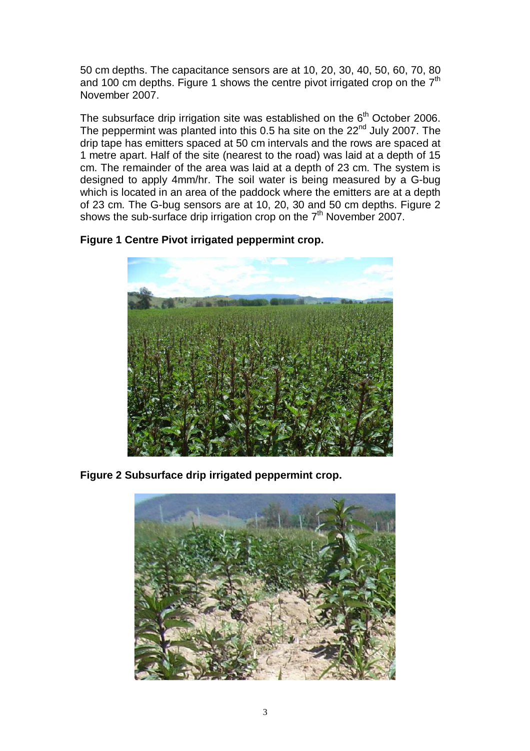50 cm depths. The capacitance sensors are at 10, 20, 30, 40, 50, 60, 70, 80 and 100 cm depths. Figure 1 shows the centre pivot irrigated crop on the 7th November 2007.

The subsurface drip irrigation site was established on the 6th October 2006. The peppermint was planted into this 0.5 ha site on the 22nd July 2007. The drip tape has emitters spaced at 50 cm intervals and the rows are spaced at 1 metre apart. Half of the site (nearest to the road) was laid at a depth of 15 cm. The remainder of the area was laid at a depth of 23 cm. The system is designed to apply 4mm/hr. The soil water is being measured by a G-bug which is located in an area of the paddock where the emitters are at a depth of 23 cm. The G-bug sensors are at 10, 20, 30 and 50 cm depths. Figure 2 shows the sub-surface drip irrigation crop on the 7th November 2007.

**Figure 1 Centre Pivot irrigated peppermint crop.**

**Figure 2 Subsurface drip irrigated peppermint crop.**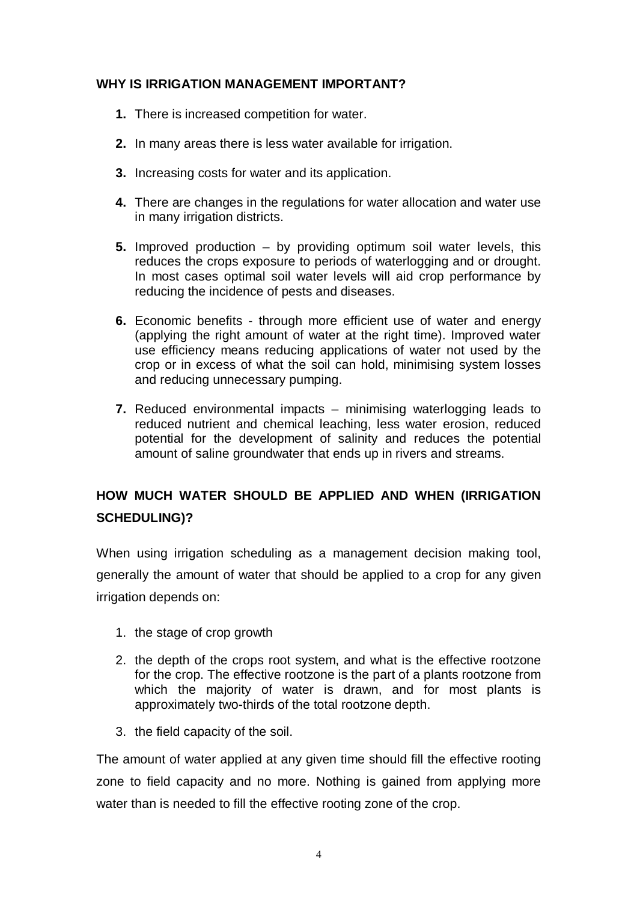## WHY IS IRRIGATION MANAGEMENT IMPORTANT?

1. There is increased competition for water.
2. In many areas there is less water available for irrigation.
3. Increasing costs for water and its application.
4. There are changes in the regulations for water allocation and water use in many irrigation districts.
5. Improved production – by providing optimum soil water levels, this reduces the crops exposure to periods of waterlogging and or drought. In most cases optimal soil water levels will aid crop performance by reducing the incidence of pests and diseases.
6. Economic benefits - through more efficient use of water and energy (applying the right amount of water at the right time). Improved water use efficiency means reducing applications of water not used by the crop or in excess of what the soil can hold, minimising system losses and reducing unnecessary pumping.
7. Reduced environmental impacts – minimising waterlogging leads to reduced nutrient and chemical leaching, less water erosion, reduced potential for the development of salinity and reduces the potential amount of saline groundwater that ends up in rivers and streams.

## HOW MUCH WATER SHOULD BE APPLIED AND WHEN (IRRIGATION SCHEDULING)?

When using irrigation scheduling as a management decision making tool, generally the amount of water that should be applied to a crop for any given irrigation depends on:

1. the stage of crop growth
2. the depth of the crops root system, and what is the effective rootzone for the crop. The effective rootzone is the part of a plants rootzone from which the majority of water is drawn, and for most plants is approximately two-thirds of the total rootzone depth.
3. the field capacity of the soil.

The amount of water applied at any given time should fill the effective rooting zone to field capacity and no more. Nothing is gained from applying more water than is needed to fill the effective rooting zone of the crop.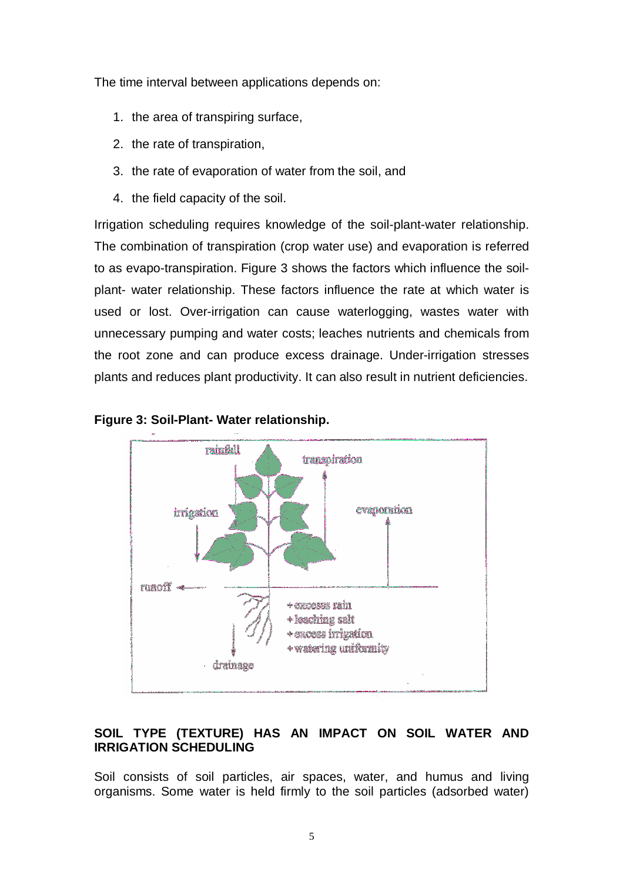The time interval between applications depends on:

1. the area of transpiring surface,
2. the rate of transpiration,
3. the rate of evaporation of water from the soil, and
4. the field capacity of the soil.

Irrigation scheduling requires knowledge of the soil-plant-water relationship. The combination of transpiration (crop water use) and evaporation is referred to as evapo-transpiration. Figure 3 shows the factors which influence the soil-plant- water relationship. These factors influence the rate at which water is used or lost. Over-irrigation can cause waterlogging, wastes water with unnecessary pumping and water costs; leaches nutrients and chemicals from the root zone and can produce excess drainage. Under-irrigation stresses plants and reduces plant productivity. It can also result in nutrient deficiencies.

**Figure 3: Soil-Plant- Water relationship.**

## SOIL TYPE (TEXTURE) HAS AN IMPACT ON SOIL WATER AND IRRIGATION SCHEDULING

Soil consists of soil particles, air spaces, water, and humus and living organisms. Some water is held firmly to the soil particles (adsorbed water)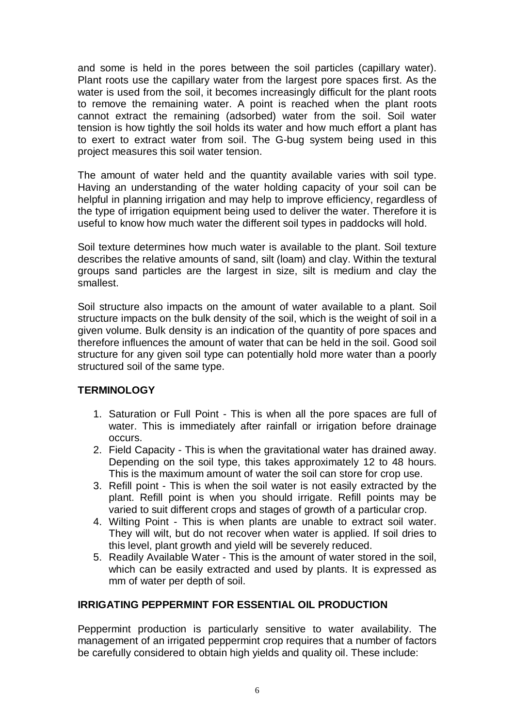and some is held in the pores between the soil particles (capillary water). Plant roots use the capillary water from the largest pore spaces first. As the water is used from the soil, it becomes increasingly difficult for the plant roots to remove the remaining water. A point is reached when the plant roots cannot extract the remaining (adsorbed) water from the soil. Soil water tension is how tightly the soil holds its water and how much effort a plant has to exert to extract water from soil. The G-bug system being used in this project measures this soil water tension.

The amount of water held and the quantity available varies with soil type. Having an understanding of the water holding capacity of your soil can be helpful in planning irrigation and may help to improve efficiency, regardless of the type of irrigation equipment being used to deliver the water. Therefore it is useful to know how much water the different soil types in paddocks will hold.

Soil texture determines how much water is available to the plant. Soil texture describes the relative amounts of sand, silt (loam) and clay. Within the textural groups sand particles are the largest in size, silt is medium and clay the smallest.

Soil structure also impacts on the amount of water available to a plant. Soil structure impacts on the bulk density of the soil, which is the weight of soil in a given volume. Bulk density is an indication of the quantity of pore spaces and therefore influences the amount of water that can be held in the soil. Good soil structure for any given soil type can potentially hold more water than a poorly structured soil of the same type.

## TERMINOLOGY

1. Saturation or Full Point - This is when all the pore spaces are full of water. This is immediately after rainfall or irrigation before drainage occurs.
2. Field Capacity - This is when the gravitational water has drained away. Depending on the soil type, this takes approximately 12 to 48 hours. This is the maximum amount of water the soil can store for crop use.
3. Refill point - This is when the soil water is not easily extracted by the plant. Refill point is when you should irrigate. Refill points may be varied to suit different crops and stages of growth of a particular crop.
4. Wilting Point - This is when plants are unable to extract soil water. They will wilt, but do not recover when water is applied. If soil dries to this level, plant growth and yield will be severely reduced.
5. Readily Available Water - This is the amount of water stored in the soil, which can be easily extracted and used by plants. It is expressed as mm of water per depth of soil.

## IRRIGATING PEPPERMINT FOR ESSENTIAL OIL PRODUCTION

Peppermint production is particularly sensitive to water availability. The management of an irrigated peppermint crop requires that a number of factors be carefully considered to obtain high yields and quality oil. These include: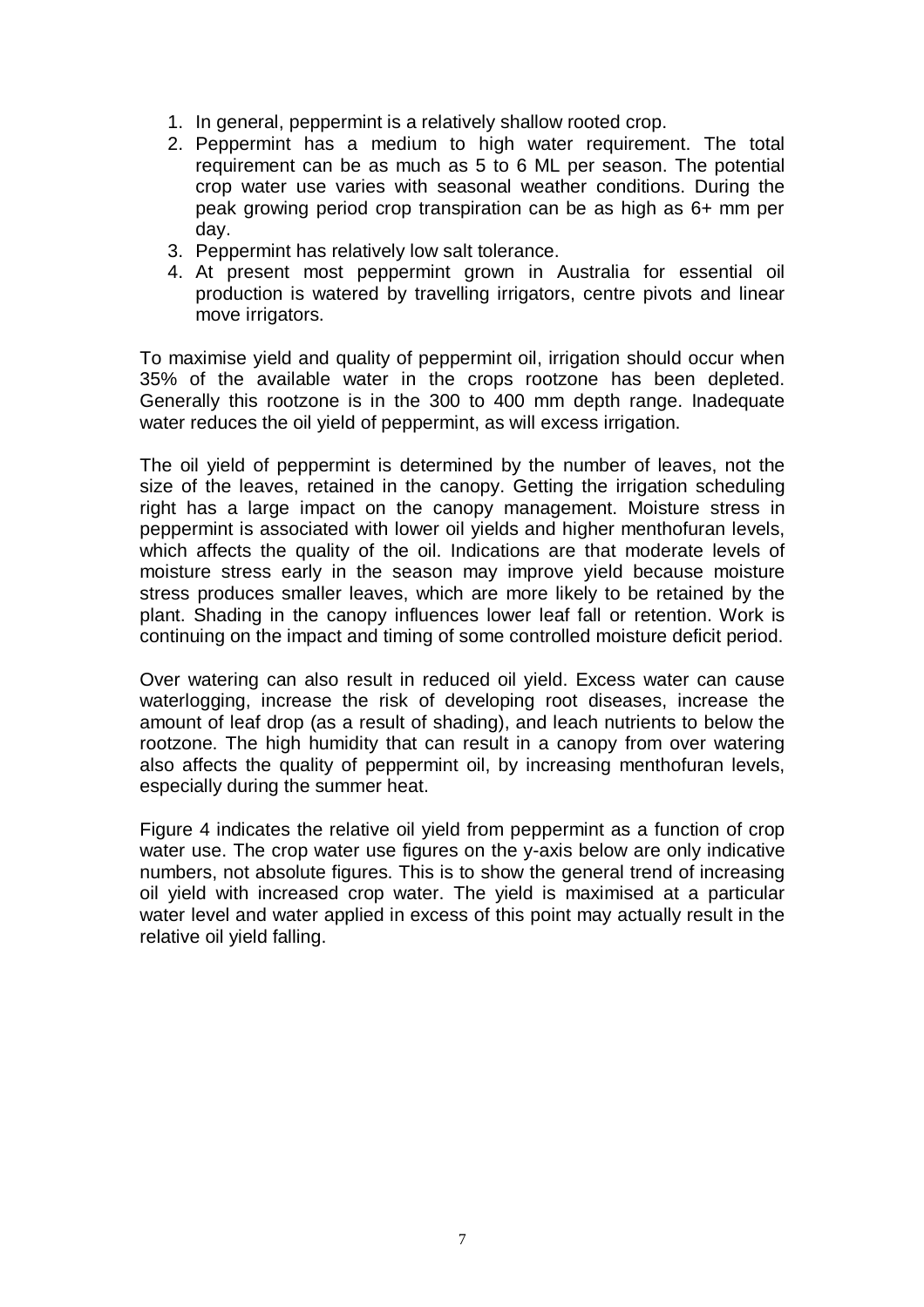1. In general, peppermint is a relatively shallow rooted crop.
2. Peppermint has a medium to high water requirement. The total requirement can be as much as 5 to 6 ML per season. The potential crop water use varies with seasonal weather conditions. During the peak growing period crop transpiration can be as high as 6+ mm per day.
3. Peppermint has relatively low salt tolerance.
4. At present most peppermint grown in Australia for essential oil production is watered by travelling irrigators, centre pivots and linear move irrigators.

To maximise yield and quality of peppermint oil, irrigation should occur when 35% of the available water in the crops rootzone has been depleted. Generally this rootzone is in the 300 to 400 mm depth range. Inadequate water reduces the oil yield of peppermint, as will excess irrigation.

The oil yield of peppermint is determined by the number of leaves, not the size of the leaves, retained in the canopy. Getting the irrigation scheduling right has a large impact on the canopy management. Moisture stress in peppermint is associated with lower oil yields and higher menthofuran levels, which affects the quality of the oil. Indications are that moderate levels of moisture stress early in the season may improve yield because moisture stress produces smaller leaves, which are more likely to be retained by the plant. Shading in the canopy influences lower leaf fall or retention. Work is continuing on the impact and timing of some controlled moisture deficit period.

Over watering can also result in reduced oil yield. Excess water can cause waterlogging, increase the risk of developing root diseases, increase the amount of leaf drop (as a result of shading), and leach nutrients to below the rootzone. The high humidity that can result in a canopy from over watering also affects the quality of peppermint oil, by increasing menthofuran levels, especially during the summer heat.

Figure 4 indicates the relative oil yield from peppermint as a function of crop water use. The crop water use figures on the y-axis below are only indicative numbers, not absolute figures. This is to show the general trend of increasing oil yield with increased crop water. The yield is maximised at a particular water level and water applied in excess of this point may actually result in the relative oil yield falling.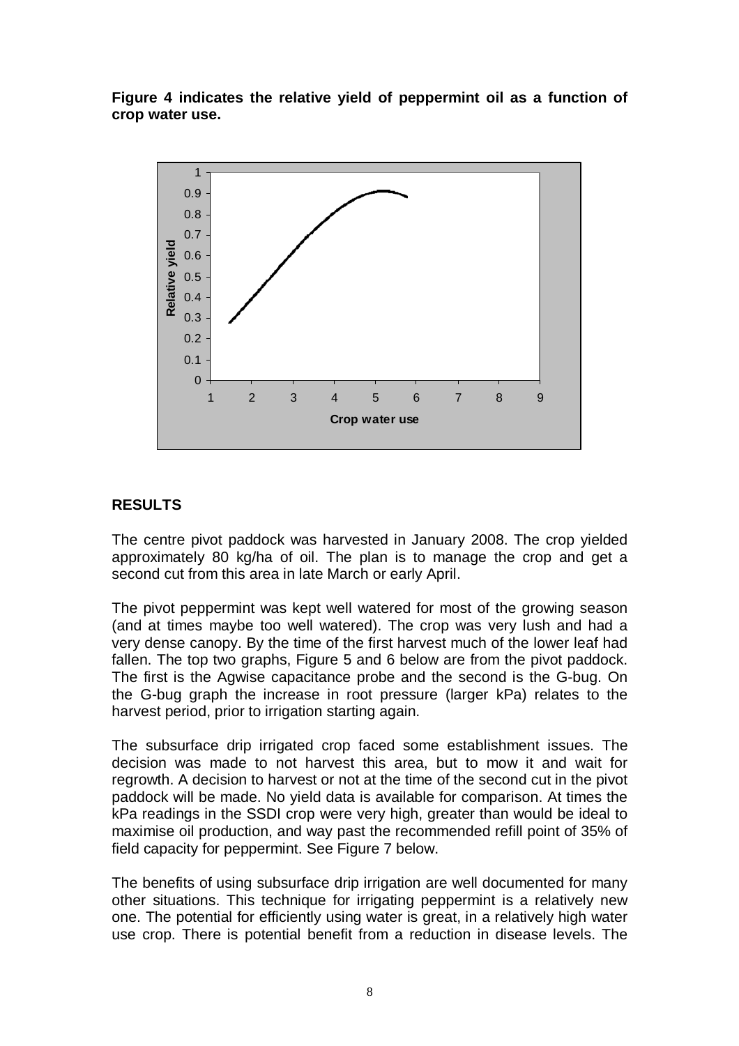**Figure 4 indicates the relative yield of peppermint oil as a function of crop water use.**

## RESULTS

The centre pivot paddock was harvested in January 2008. The crop yielded approximately 80 kg/ha of oil. The plan is to manage the crop and get a second cut from this area in late March or early April.

The pivot peppermint was kept well watered for most of the growing season (and at times maybe too well watered). The crop was very lush and had a very dense canopy. By the time of the first harvest much of the lower leaf had fallen. The top two graphs, Figure 5 and 6 below are from the pivot paddock. The first is the Agwise capacitance probe and the second is the G-bug. On the G-bug graph the increase in root pressure (larger kPa) relates to the harvest period, prior to irrigation starting again.

The subsurface drip irrigated crop faced some establishment issues. The decision was made to not harvest this area, but to mow it and wait for regrowth. A decision to harvest or not at the time of the second cut in the pivot paddock will be made. No yield data is available for comparison. At times the kPa readings in the SSDI crop were very high, greater than would be ideal to maximise oil production, and way past the recommended refill point of 35% of field capacity for peppermint. See Figure 7 below.

The benefits of using subsurface drip irrigation are well documented for many other situations. This technique for irrigating peppermint is a relatively new one. The potential for efficiently using water is great, in a relatively high water use crop. There is potential benefit from a reduction in disease levels. The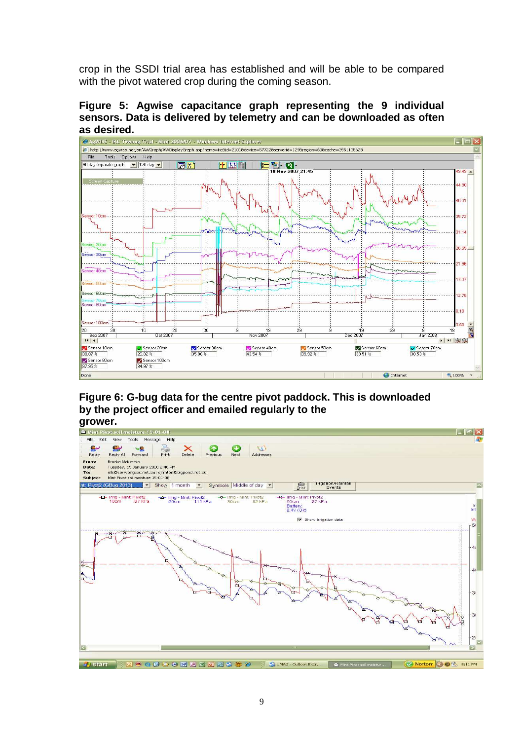crop in the SSDI trial area has established and will be able to be compared with the pivot watered crop during the coming season.

**Figure 5: Agwise capacitance graph representing the 9 individual sensors. Data is delivered by telemetry and can be downloaded as often as desired.**

**Figure 6: G-bug data for the centre pivot paddock. This is downloaded by the project officer and emailed regularly to the grower.**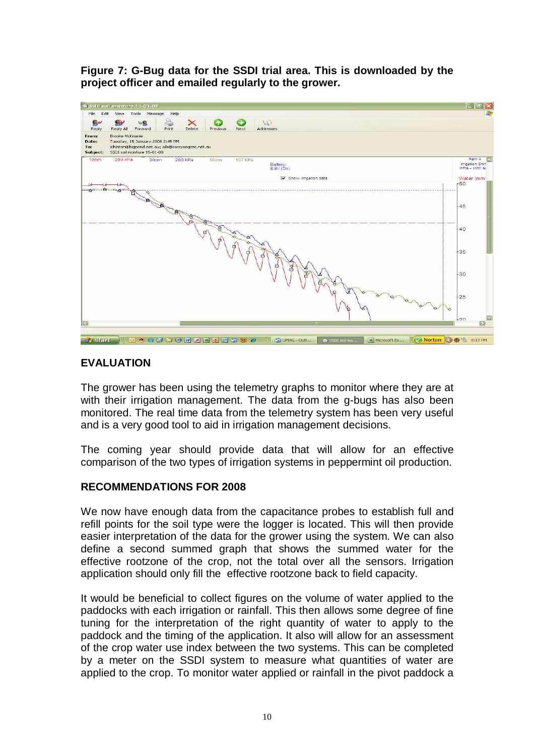**Figure 7: G-Bug data for the SSDI trial area. This is downloaded by the project officer and emailed regularly to the grower.**

## EVALUATION

The grower has been using the telemetry graphs to monitor where they are at with their irrigation management. The data from the g-bugs has also been monitored. The real time data from the telemetry system has been very useful and is a very good tool to aid in irrigation management decisions.

The coming year should provide data that will allow for an effective comparison of the two types of irrigation systems in peppermint oil production.

## RECOMMENDATIONS FOR 2008

We now have enough data from the capacitance probes to establish full and refill points for the soil type were the logger is located. This will then provide easier interpretation of the data for the grower using the system. We can also define a second summed graph that shows the summed water for the effective rootzone of the crop, not the total over all the sensors. Irrigation application should only fill the effective rootzone back to field capacity.

It would be beneficial to collect figures on the volume of water applied to the paddocks with each irrigation or rainfall. This then allows some degree of fine tuning for the interpretation of the right quantity of water to apply to the paddock and the timing of the application. It also will allow for an assessment of the crop water use index between the two systems. This can be completed by a meter on the SSDI system to measure what quantities of water are applied to the crop. To monitor water applied or rainfall in the pivot paddock a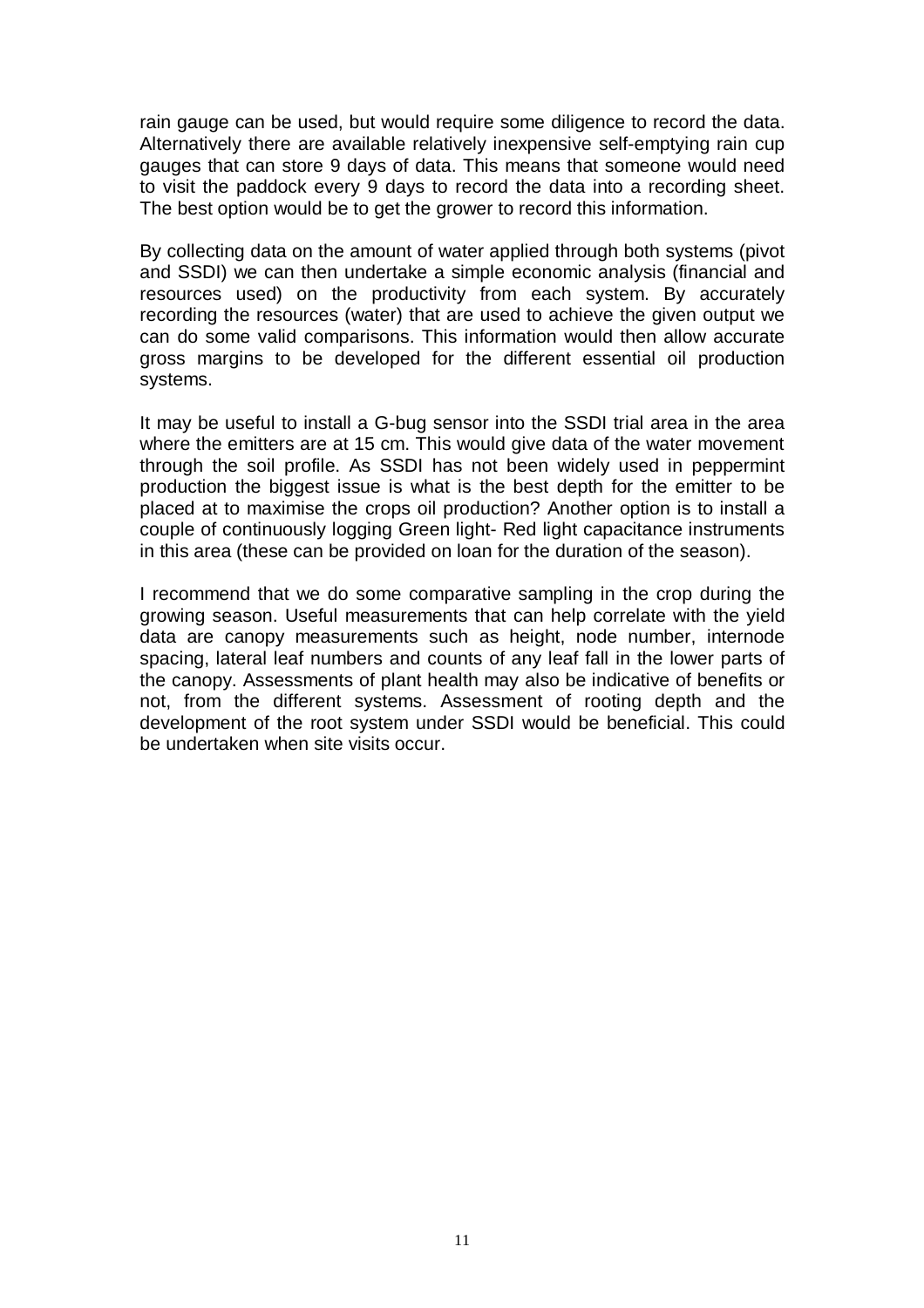rain gauge can be used, but would require some diligence to record the data. Alternatively there are available relatively inexpensive self-emptying rain cup gauges that can store 9 days of data. This means that someone would need to visit the paddock every 9 days to record the data into a recording sheet. The best option would be to get the grower to record this information.

By collecting data on the amount of water applied through both systems (pivot and SSDI) we can then undertake a simple economic analysis (financial and resources used) on the productivity from each system. By accurately recording the resources (water) that are used to achieve the given output we can do some valid comparisons. This information would then allow accurate gross margins to be developed for the different essential oil production systems.

It may be useful to install a G-bug sensor into the SSDI trial area in the area where the emitters are at 15 cm. This would give data of the water movement through the soil profile. As SSDI has not been widely used in peppermint production the biggest issue is what is the best depth for the emitter to be placed at to maximise the crops oil production? Another option is to install a couple of continuously logging Green light- Red light capacitance instruments in this area (these can be provided on loan for the duration of the season).

I recommend that we do some comparative sampling in the crop during the growing season. Useful measurements that can help correlate with the yield data are canopy measurements such as height, node number, internode spacing, lateral leaf numbers and counts of any leaf fall in the lower parts of the canopy. Assessments of plant health may also be indicative of benefits or not, from the different systems. Assessment of rooting depth and the development of the root system under SSDI would be beneficial. This could be undertaken when site visits occur.